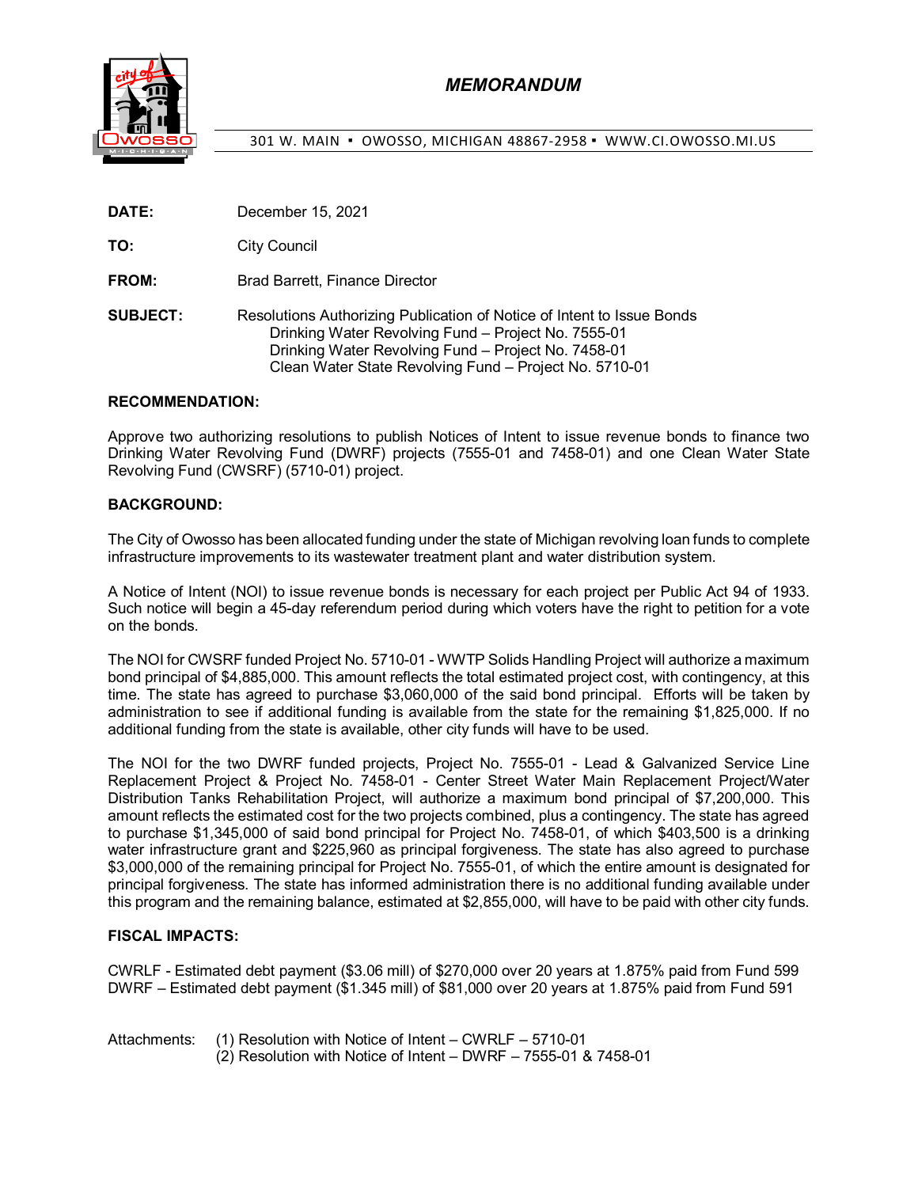# MEMORANDUM

301 W. MAIN ▪ OWOSSO, MICHIGAN 48867-2958 ▪ WWW.CI.OWOSSO.MI.US

**DATE:** December 15, 2021

**TO:** City Council

**FROM:** Brad Barrett, Finance Director

**SUBJECT:** Resolutions Authorizing Publication of Notice of Intent to Issue Bonds
Drinking Water Revolving Fund – Project No. 7555-01
Drinking Water Revolving Fund – Project No. 7458-01
Clean Water State Revolving Fund – Project No. 5710-01

**RECOMMENDATION:**

Approve two authorizing resolutions to publish Notices of Intent to issue revenue bonds to finance two Drinking Water Revolving Fund (DWRF) projects (7555-01 and 7458-01) and one Clean Water State Revolving Fund (CWSRF) (5710-01) project.

**BACKGROUND:**

The City of Owosso has been allocated funding under the state of Michigan revolving loan funds to complete infrastructure improvements to its wastewater treatment plant and water distribution system.

A Notice of Intent (NOI) to issue revenue bonds is necessary for each project per Public Act 94 of 1933. Such notice will begin a 45-day referendum period during which voters have the right to petition for a vote on the bonds.

The NOI for CWSRF funded Project No. 5710-01 - WWTP Solids Handling Project will authorize a maximum bond principal of $4,885,000. This amount reflects the total estimated project cost, with contingency, at this time. The state has agreed to purchase $3,060,000 of the said bond principal. Efforts will be taken by administration to see if additional funding is available from the state for the remaining $1,825,000. If no additional funding from the state is available, other city funds will have to be used.

The NOI for the two DWRF funded projects, Project No. 7555-01 - Lead & Galvanized Service Line Replacement Project & Project No. 7458-01 - Center Street Water Main Replacement Project/Water Distribution Tanks Rehabilitation Project, will authorize a maximum bond principal of $7,200,000. This amount reflects the estimated cost for the two projects combined, plus a contingency. The state has agreed to purchase $1,345,000 of said bond principal for Project No. 7458-01, of which $403,500 is a drinking water infrastructure grant and $225,960 as principal forgiveness. The state has also agreed to purchase $3,000,000 of the remaining principal for Project No. 7555-01, of which the entire amount is designated for principal forgiveness. The state has informed administration there is no additional funding available under this program and the remaining balance, estimated at $2,855,000, will have to be paid with other city funds.

**FISCAL IMPACTS:**

CWRLF - Estimated debt payment ($3.06 mill) of $270,000 over 20 years at 1.875% paid from Fund 599
DWRF – Estimated debt payment ($1.345 mill) of $81,000 over 20 years at 1.875% paid from Fund 591

Attachments: (1) Resolution with Notice of Intent – CWRLF – 5710-01
(2) Resolution with Notice of Intent – DWRF – 7555-01 & 7458-01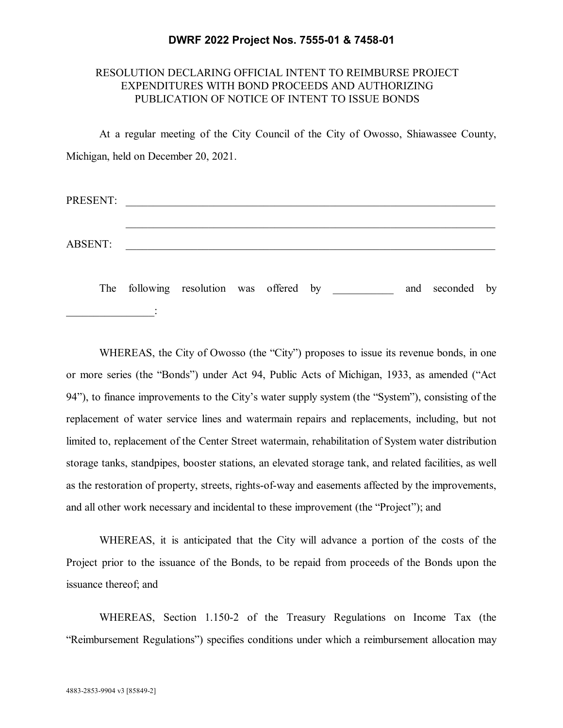**DWRF 2022 Project Nos. 7555-01 & 7458-01**

RESOLUTION DECLARING OFFICIAL INTENT TO REIMBURSE PROJECT EXPENDITURES WITH BOND PROCEEDS AND AUTHORIZING PUBLICATION OF NOTICE OF INTENT TO ISSUE BONDS

At a regular meeting of the City Council of the City of Owosso, Shiawassee County, Michigan, held on December 20, 2021.

PRESENT: ______________________________________________________________________

______________________________________________________________________

ABSENT: ______________________________________________________________________

The following resolution was offered by ___________ and seconded by ________________:

WHEREAS, the City of Owosso (the "City") proposes to issue its revenue bonds, in one or more series (the "Bonds") under Act 94, Public Acts of Michigan, 1933, as amended ("Act 94"), to finance improvements to the City's water supply system (the "System"), consisting of the replacement of water service lines and watermain repairs and replacements, including, but not limited to, replacement of the Center Street watermain, rehabilitation of System water distribution storage tanks, standpipes, booster stations, an elevated storage tank, and related facilities, as well as the restoration of property, streets, rights-of-way and easements affected by the improvements, and all other work necessary and incidental to these improvement (the "Project"); and

WHEREAS, it is anticipated that the City will advance a portion of the costs of the Project prior to the issuance of the Bonds, to be repaid from proceeds of the Bonds upon the issuance thereof; and

WHEREAS, Section 1.150-2 of the Treasury Regulations on Income Tax (the "Reimbursement Regulations") specifies conditions under which a reimbursement allocation may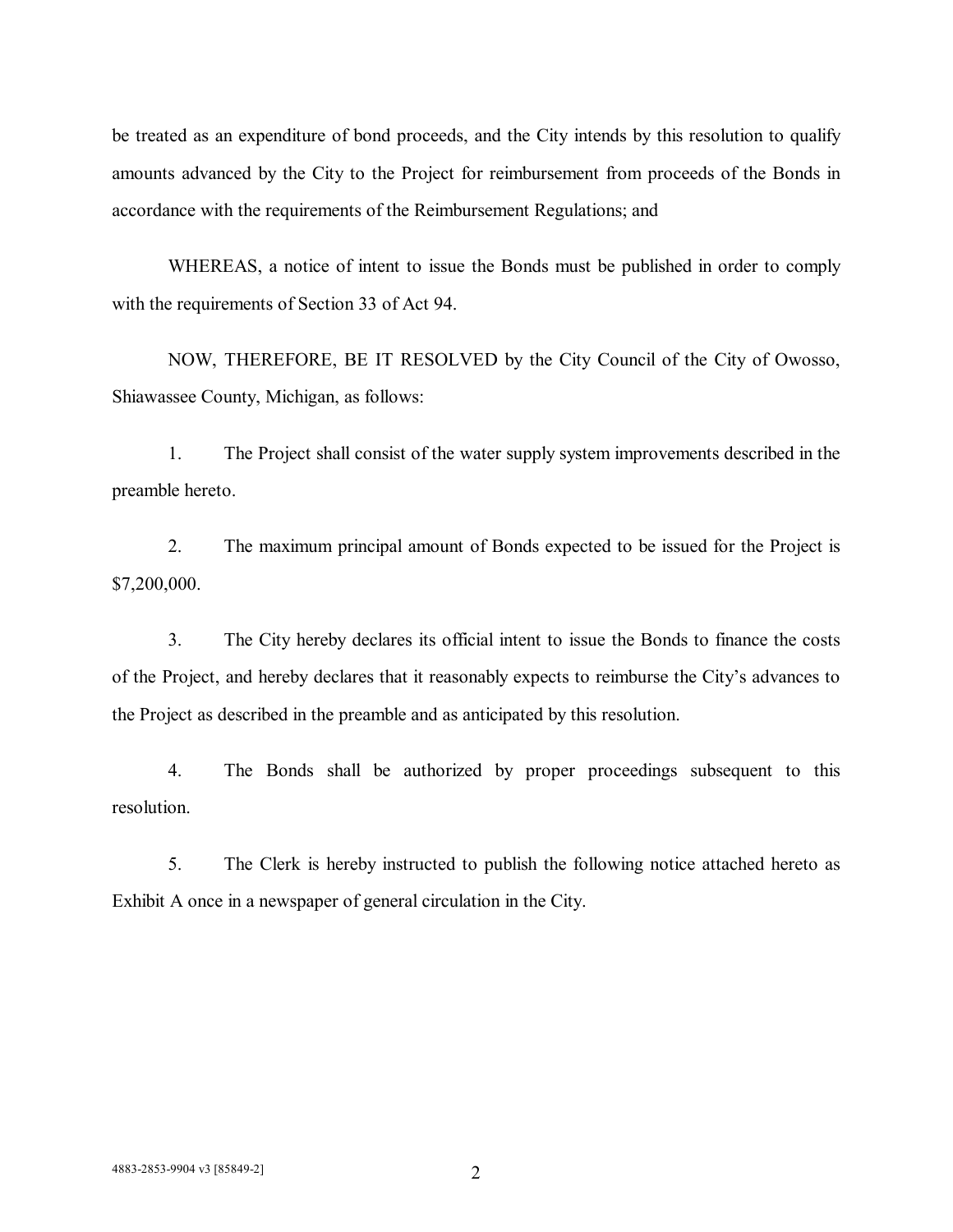be treated as an expenditure of bond proceeds, and the City intends by this resolution to qualify amounts advanced by the City to the Project for reimbursement from proceeds of the Bonds in accordance with the requirements of the Reimbursement Regulations; and

WHEREAS, a notice of intent to issue the Bonds must be published in order to comply with the requirements of Section 33 of Act 94.

NOW, THEREFORE, BE IT RESOLVED by the City Council of the City of Owosso, Shiawassee County, Michigan, as follows:

1. The Project shall consist of the water supply system improvements described in the preamble hereto.

2. The maximum principal amount of Bonds expected to be issued for the Project is $7,200,000.

3. The City hereby declares its official intent to issue the Bonds to finance the costs of the Project, and hereby declares that it reasonably expects to reimburse the City's advances to the Project as described in the preamble and as anticipated by this resolution.

4. The Bonds shall be authorized by proper proceedings subsequent to this resolution.

5. The Clerk is hereby instructed to publish the following notice attached hereto as Exhibit A once in a newspaper of general circulation in the City.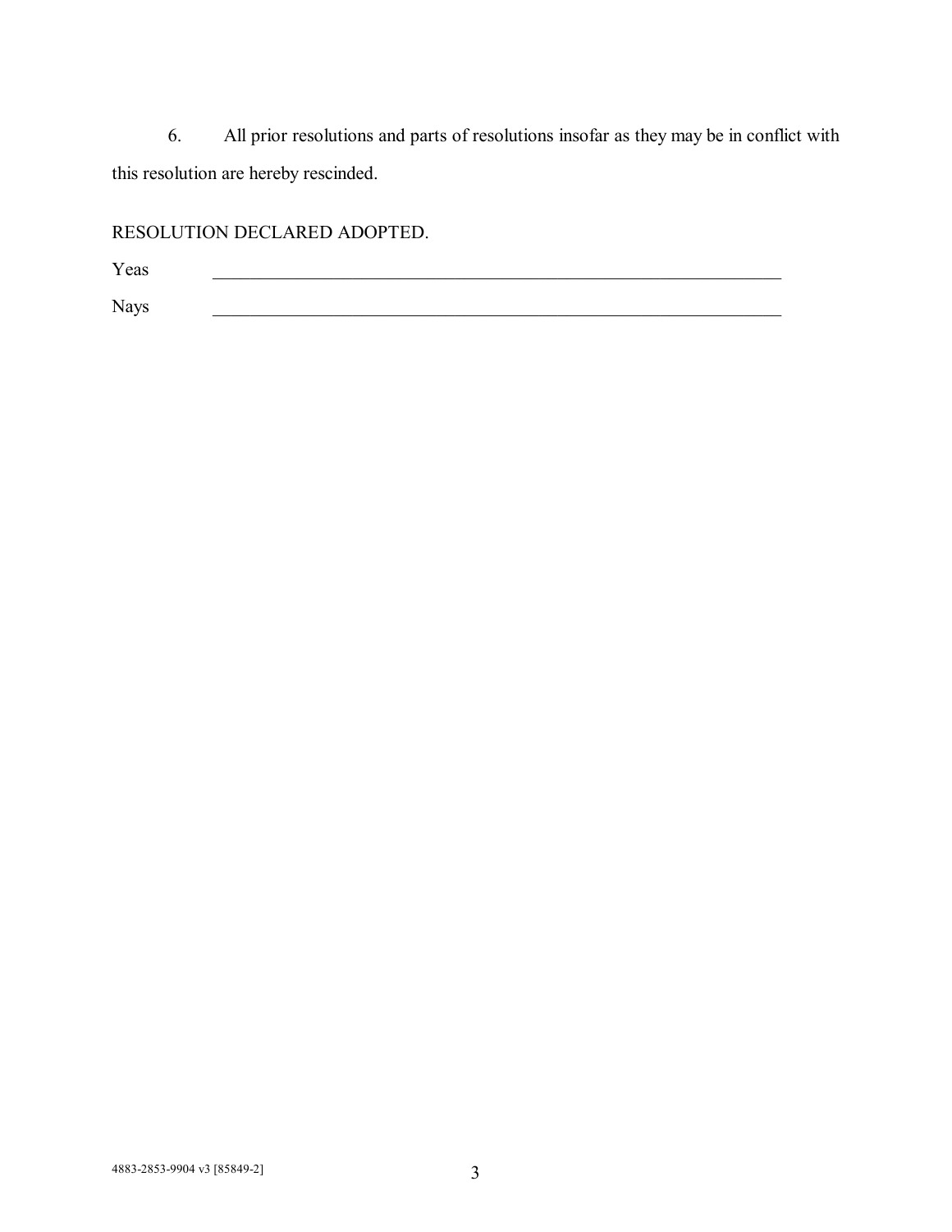6. All prior resolutions and parts of resolutions insofar as they may be in conflict with this resolution are hereby rescinded.

RESOLUTION DECLARED ADOPTED.

Yeas \_\_\_\_\_\_\_\_\_\_\_\_\_\_\_\_\_\_\_\_\_\_\_\_\_\_\_\_\_\_\_\_\_\_\_\_\_\_\_\_\_\_\_\_\_\_\_\_\_\_\_\_\_\_\_\_\_\_\_\_\_\_

Nays \_\_\_\_\_\_\_\_\_\_\_\_\_\_\_\_\_\_\_\_\_\_\_\_\_\_\_\_\_\_\_\_\_\_\_\_\_\_\_\_\_\_\_\_\_\_\_\_\_\_\_\_\_\_\_\_\_\_\_\_\_\_

4883-2853-9904 v3 [85849-2]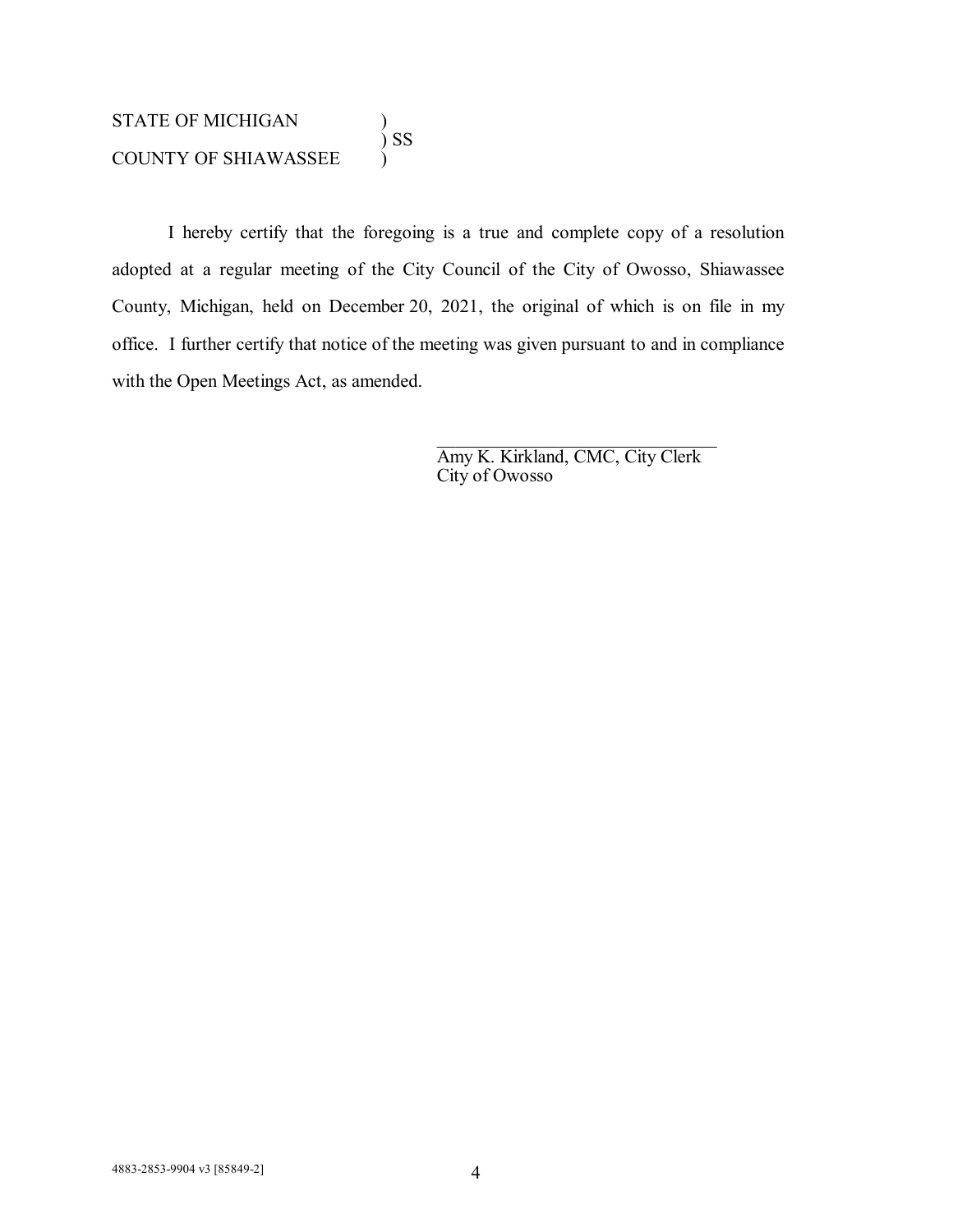STATE OF MICHIGAN )
) SS
COUNTY OF SHIAWASSEE )

I hereby certify that the foregoing is a true and complete copy of a resolution adopted at a regular meeting of the City Council of the City of Owosso, Shiawassee County, Michigan, held on December 20, 2021, the original of which is on file in my office. I further certify that notice of the meeting was given pursuant to and in compliance with the Open Meetings Act, as amended.

\_\_\_\_\_\_\_\_\_\_\_\_\_\_\_\_\_\_\_\_\_\_\_\_\_\_\_\_\_\_\_\_
Amy K. Kirkland, CMC, City Clerk
City of Owosso

4883-2853-9904 v3 [85849-2]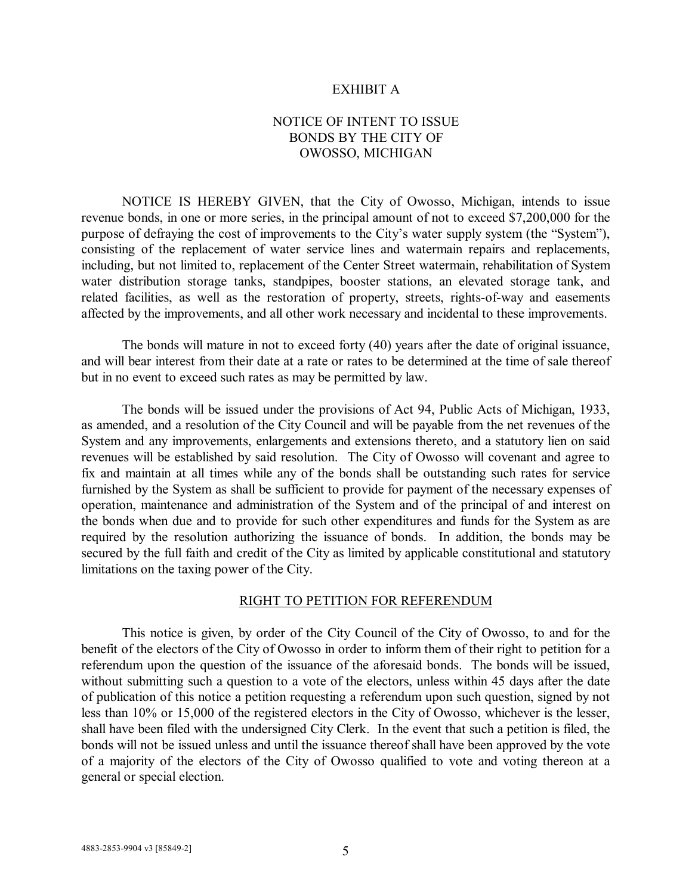# EXHIBIT A

## NOTICE OF INTENT TO ISSUE BONDS BY THE CITY OF OWOSSO, MICHIGAN

NOTICE IS HEREBY GIVEN, that the City of Owosso, Michigan, intends to issue revenue bonds, in one or more series, in the principal amount of not to exceed $7,200,000 for the purpose of defraying the cost of improvements to the City's water supply system (the "System"), consisting of the replacement of water service lines and watermain repairs and replacements, including, but not limited to, replacement of the Center Street watermain, rehabilitation of System water distribution storage tanks, standpipes, booster stations, an elevated storage tank, and related facilities, as well as the restoration of property, streets, rights-of-way and easements affected by the improvements, and all other work necessary and incidental to these improvements.

The bonds will mature in not to exceed forty (40) years after the date of original issuance, and will bear interest from their date at a rate or rates to be determined at the time of sale thereof but in no event to exceed such rates as may be permitted by law.

The bonds will be issued under the provisions of Act 94, Public Acts of Michigan, 1933, as amended, and a resolution of the City Council and will be payable from the net revenues of the System and any improvements, enlargements and extensions thereto, and a statutory lien on said revenues will be established by said resolution. The City of Owosso will covenant and agree to fix and maintain at all times while any of the bonds shall be outstanding such rates for service furnished by the System as shall be sufficient to provide for payment of the necessary expenses of operation, maintenance and administration of the System and of the principal of and interest on the bonds when due and to provide for such other expenditures and funds for the System as are required by the resolution authorizing the issuance of bonds. In addition, the bonds may be secured by the full faith and credit of the City as limited by applicable constitutional and statutory limitations on the taxing power of the City.

## RIGHT TO PETITION FOR REFERENDUM

This notice is given, by order of the City Council of the City of Owosso, to and for the benefit of the electors of the City of Owosso in order to inform them of their right to petition for a referendum upon the question of the issuance of the aforesaid bonds. The bonds will be issued, without submitting such a question to a vote of the electors, unless within 45 days after the date of publication of this notice a petition requesting a referendum upon such question, signed by not less than 10% or 15,000 of the registered electors in the City of Owosso, whichever is the lesser, shall have been filed with the undersigned City Clerk. In the event that such a petition is filed, the bonds will not be issued unless and until the issuance thereof shall have been approved by the vote of a majority of the electors of the City of Owosso qualified to vote and voting thereon at a general or special election.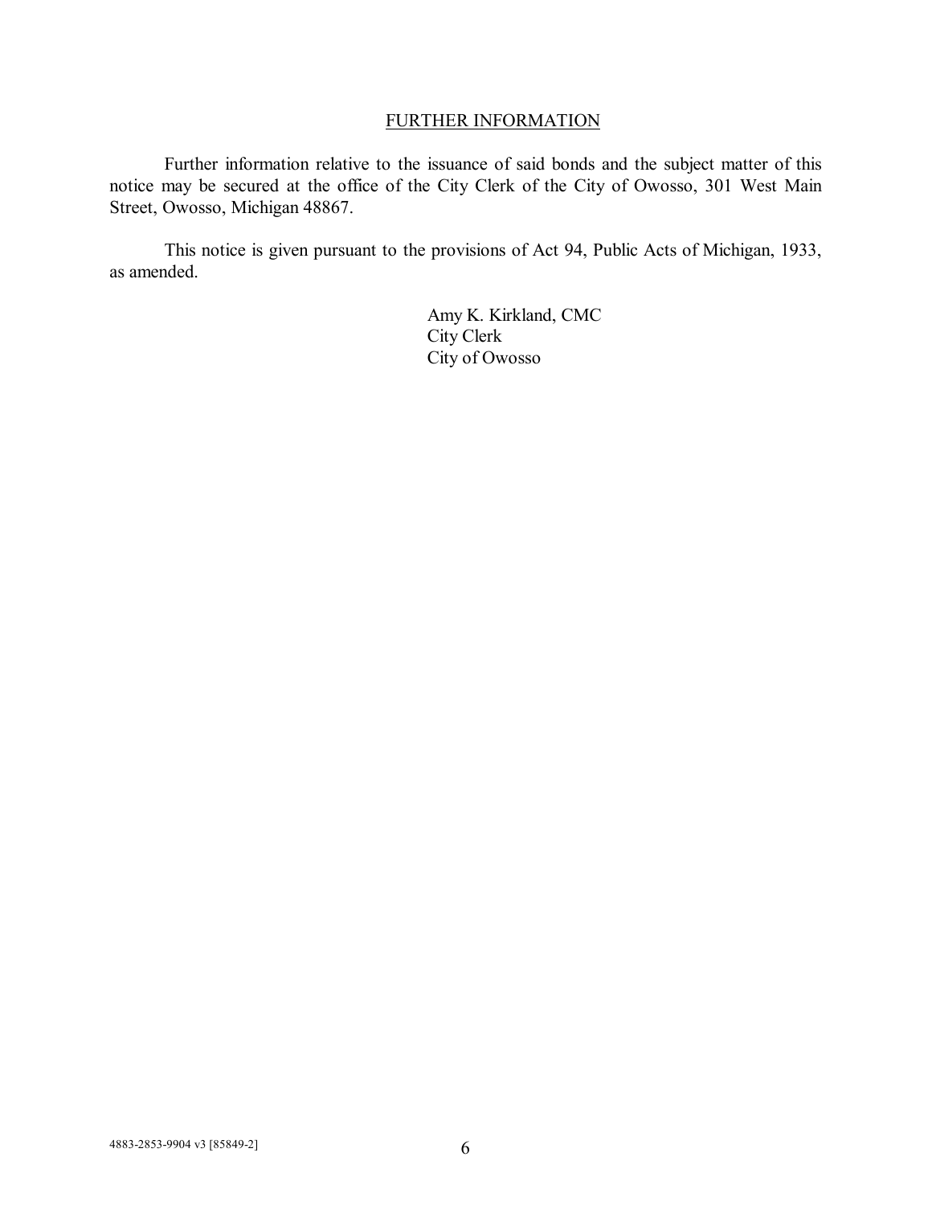## FURTHER INFORMATION

Further information relative to the issuance of said bonds and the subject matter of this notice may be secured at the office of the City Clerk of the City of Owosso, 301 West Main Street, Owosso, Michigan 48867.

This notice is given pursuant to the provisions of Act 94, Public Acts of Michigan, 1933, as amended.

Amy K. Kirkland, CMC
City Clerk
City of Owosso

4883-2853-9904 v3 [85849-2]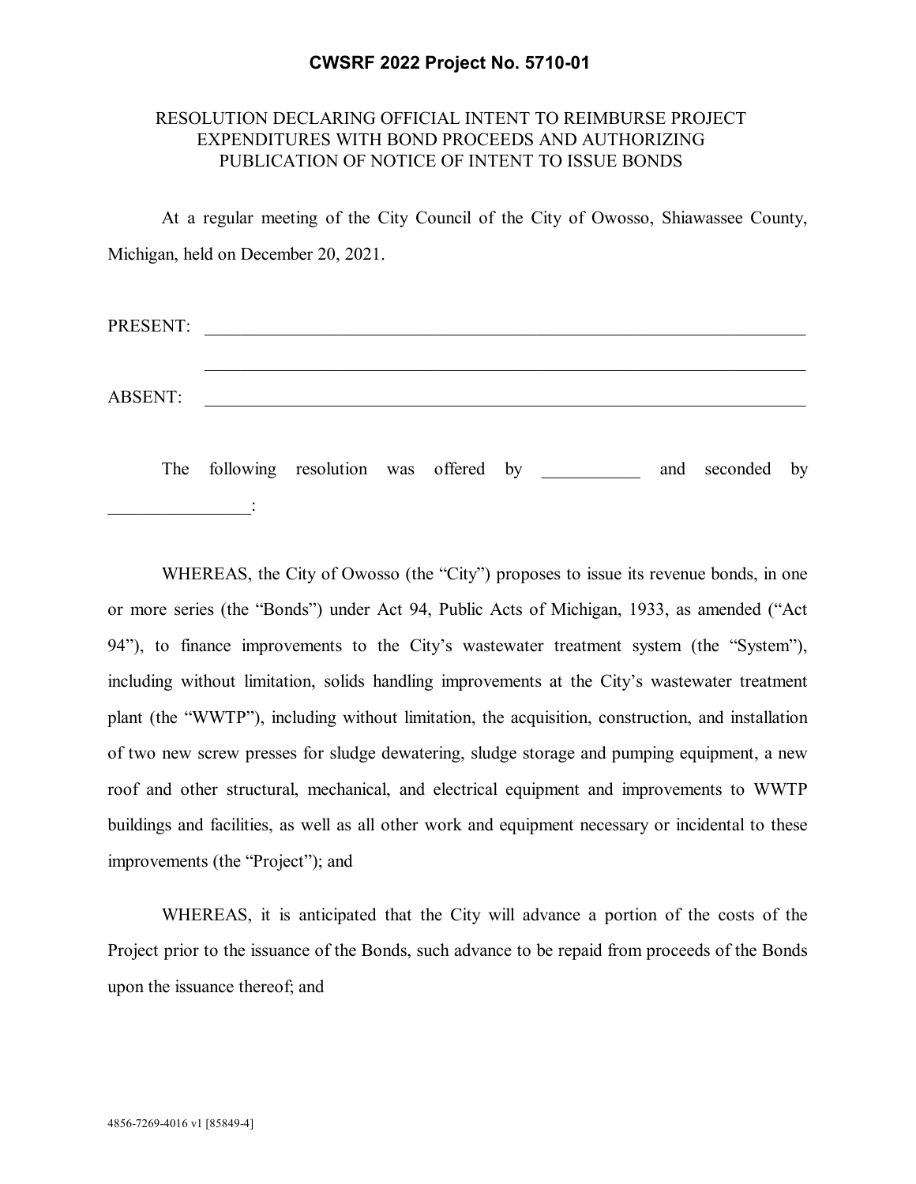**CWSRF 2022 Project No. 5710-01**

RESOLUTION DECLARING OFFICIAL INTENT TO REIMBURSE PROJECT EXPENDITURES WITH BOND PROCEEDS AND AUTHORIZING PUBLICATION OF NOTICE OF INTENT TO ISSUE BONDS

At a regular meeting of the City Council of the City of Owosso, Shiawassee County, Michigan, held on December 20, 2021.

PRESENT: \_\_\_\_\_\_\_\_\_\_\_\_\_\_\_\_\_\_\_\_\_\_\_\_\_\_\_\_\_\_\_\_\_\_\_\_\_\_\_\_\_\_\_\_\_\_\_\_\_\_\_\_\_\_\_\_\_\_\_\_\_\_\_\_

\_\_\_\_\_\_\_\_\_\_\_\_\_\_\_\_\_\_\_\_\_\_\_\_\_\_\_\_\_\_\_\_\_\_\_\_\_\_\_\_\_\_\_\_\_\_\_\_\_\_\_\_\_\_\_\_\_\_\_\_\_\_\_\_

ABSENT: \_\_\_\_\_\_\_\_\_\_\_\_\_\_\_\_\_\_\_\_\_\_\_\_\_\_\_\_\_\_\_\_\_\_\_\_\_\_\_\_\_\_\_\_\_\_\_\_\_\_\_\_\_\_\_\_\_\_\_\_\_\_\_\_

The following resolution was offered by \_\_\_\_\_\_\_\_\_\_\_ and seconded by \_\_\_\_\_\_\_\_\_\_\_\_\_\_\_\_:

WHEREAS, the City of Owosso (the "City") proposes to issue its revenue bonds, in one or more series (the "Bonds") under Act 94, Public Acts of Michigan, 1933, as amended ("Act 94"), to finance improvements to the City's wastewater treatment system (the "System"), including without limitation, solids handling improvements at the City's wastewater treatment plant (the "WWTP"), including without limitation, the acquisition, construction, and installation of two new screw presses for sludge dewatering, sludge storage and pumping equipment, a new roof and other structural, mechanical, and electrical equipment and improvements to WWTP buildings and facilities, as well as all other work and equipment necessary or incidental to these improvements (the "Project"); and

WHEREAS, it is anticipated that the City will advance a portion of the costs of the Project prior to the issuance of the Bonds, such advance to be repaid from proceeds of the Bonds upon the issuance thereof; and

4856-7269-4016 v1 [85849-4]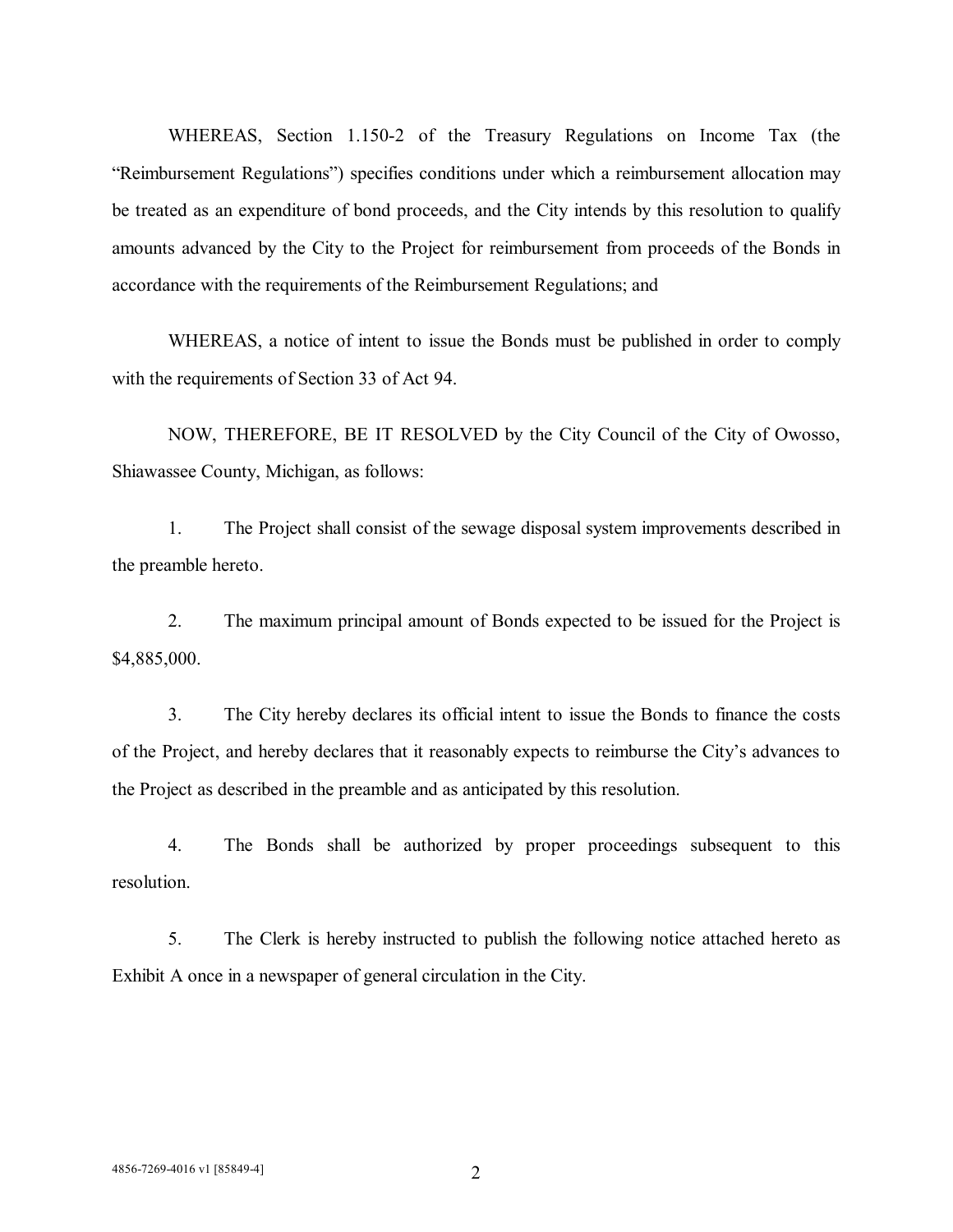WHEREAS, Section 1.150-2 of the Treasury Regulations on Income Tax (the "Reimbursement Regulations") specifies conditions under which a reimbursement allocation may be treated as an expenditure of bond proceeds, and the City intends by this resolution to qualify amounts advanced by the City to the Project for reimbursement from proceeds of the Bonds in accordance with the requirements of the Reimbursement Regulations; and

WHEREAS, a notice of intent to issue the Bonds must be published in order to comply with the requirements of Section 33 of Act 94.

NOW, THEREFORE, BE IT RESOLVED by the City Council of the City of Owosso, Shiawassee County, Michigan, as follows:

1. The Project shall consist of the sewage disposal system improvements described in the preamble hereto.

2. The maximum principal amount of Bonds expected to be issued for the Project is $4,885,000.

3. The City hereby declares its official intent to issue the Bonds to finance the costs of the Project, and hereby declares that it reasonably expects to reimburse the City's advances to the Project as described in the preamble and as anticipated by this resolution.

4. The Bonds shall be authorized by proper proceedings subsequent to this resolution.

5. The Clerk is hereby instructed to publish the following notice attached hereto as Exhibit A once in a newspaper of general circulation in the City.

4856-7269-4016 v1 [85849-4]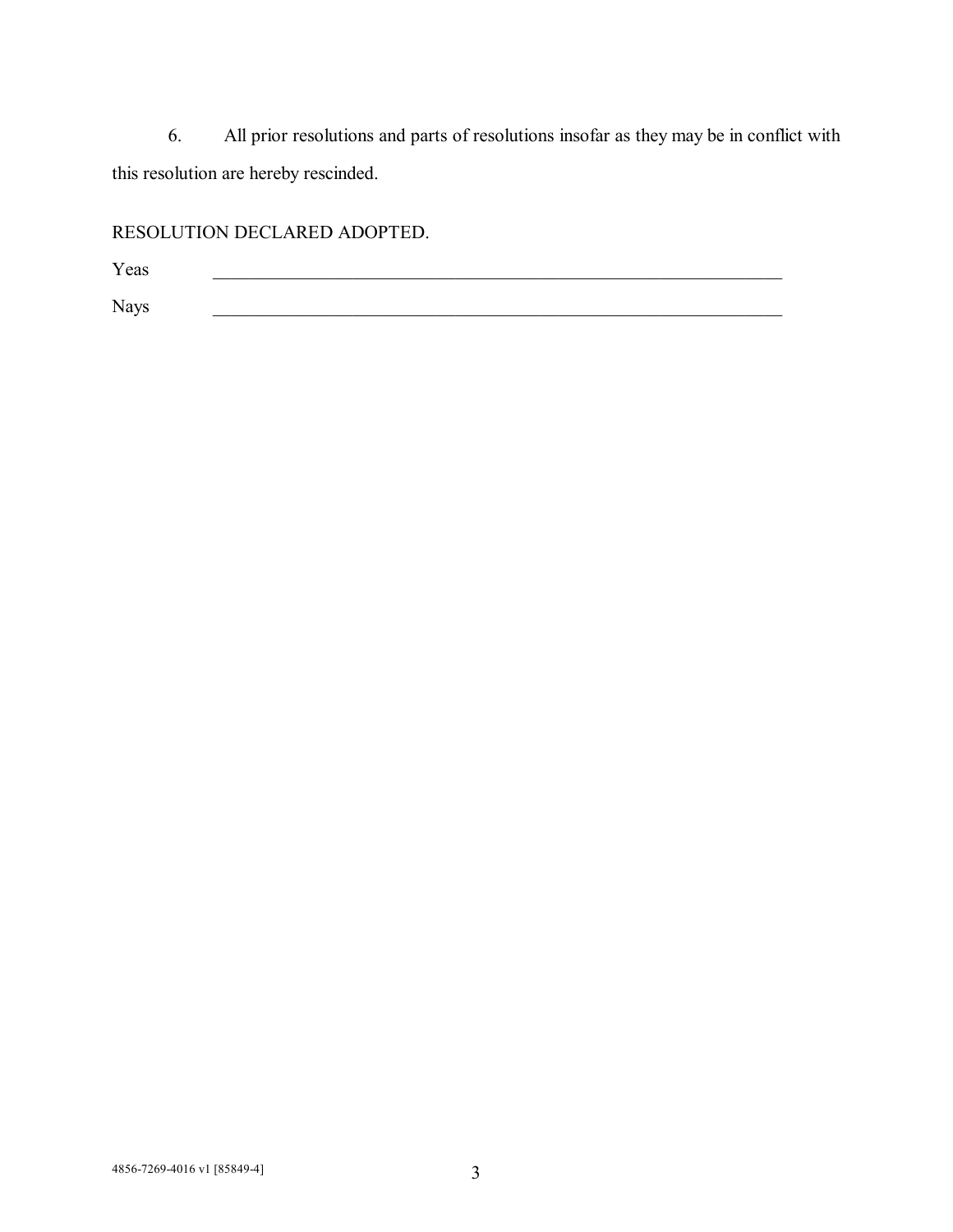6. All prior resolutions and parts of resolutions insofar as they may be in conflict with this resolution are hereby rescinded.

RESOLUTION DECLARED ADOPTED.

Yeas \_\_\_\_\_\_\_\_\_\_\_\_\_\_\_\_\_\_\_\_\_\_\_\_\_\_\_\_\_\_\_\_\_\_\_\_\_\_\_\_\_\_\_\_\_\_\_\_\_\_\_\_\_\_\_\_\_\_\_\_

Nays \_\_\_\_\_\_\_\_\_\_\_\_\_\_\_\_\_\_\_\_\_\_\_\_\_\_\_\_\_\_\_\_\_\_\_\_\_\_\_\_\_\_\_\_\_\_\_\_\_\_\_\_\_\_\_\_\_\_\_\_

4856-7269-4016 v1 [85849-4]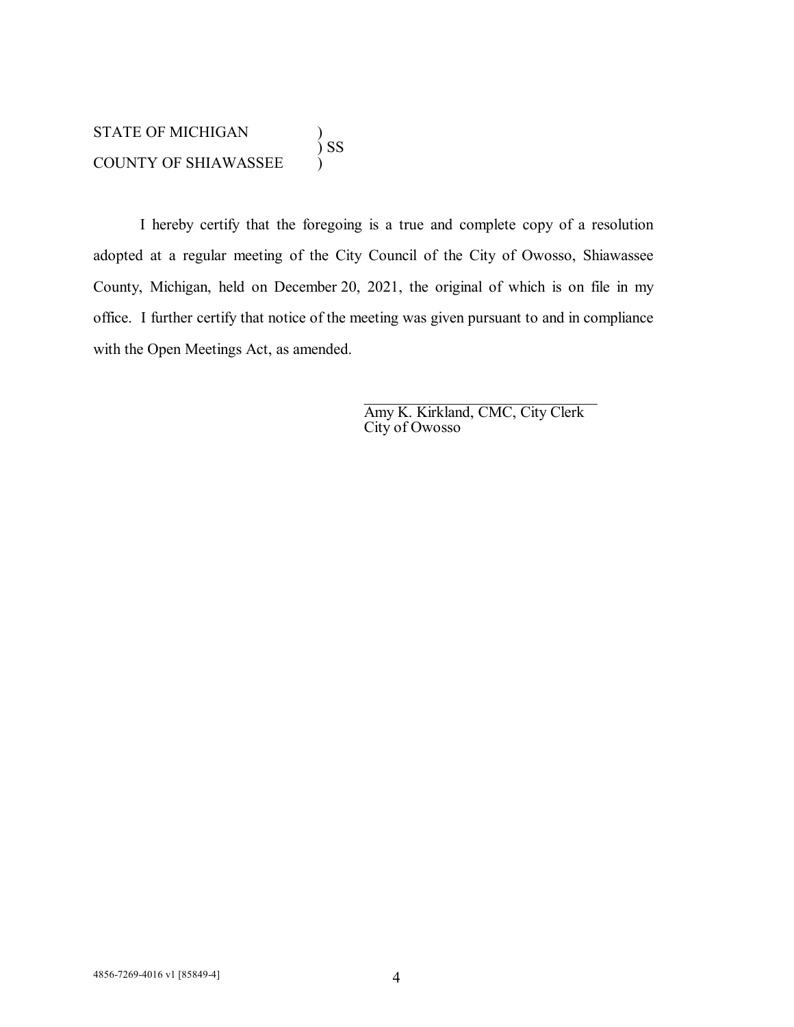STATE OF MICHIGAN )
) SS
COUNTY OF SHIAWASSEE )

I hereby certify that the foregoing is a true and complete copy of a resolution adopted at a regular meeting of the City Council of the City of Owosso, Shiawassee County, Michigan, held on December 20, 2021, the original of which is on file in my office. I further certify that notice of the meeting was given pursuant to and in compliance with the Open Meetings Act, as amended.

\_\_\_\_\_\_\_\_\_\_\_\_\_\_\_\_\_\_\_\_\_\_\_\_\_\_\_\_\_\_
Amy K. Kirkland, CMC, City Clerk
City of Owosso

4856-7269-4016 v1 [85849-4]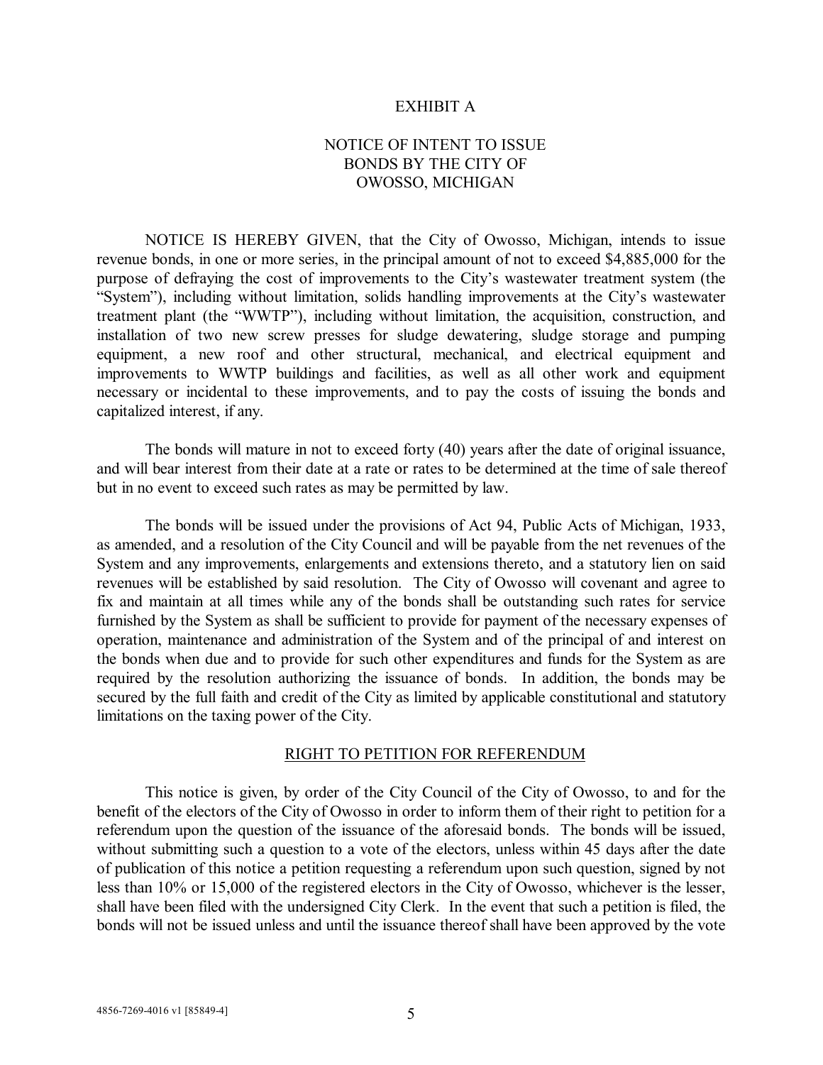EXHIBIT A

NOTICE OF INTENT TO ISSUE BONDS BY THE CITY OF OWOSSO, MICHIGAN

NOTICE IS HEREBY GIVEN, that the City of Owosso, Michigan, intends to issue revenue bonds, in one or more series, in the principal amount of not to exceed $4,885,000 for the purpose of defraying the cost of improvements to the City's wastewater treatment system (the "System"), including without limitation, solids handling improvements at the City's wastewater treatment plant (the "WWTP"), including without limitation, the acquisition, construction, and installation of two new screw presses for sludge dewatering, sludge storage and pumping equipment, a new roof and other structural, mechanical, and electrical equipment and improvements to WWTP buildings and facilities, as well as all other work and equipment necessary or incidental to these improvements, and to pay the costs of issuing the bonds and capitalized interest, if any.

The bonds will mature in not to exceed forty (40) years after the date of original issuance, and will bear interest from their date at a rate or rates to be determined at the time of sale thereof but in no event to exceed such rates as may be permitted by law.

The bonds will be issued under the provisions of Act 94, Public Acts of Michigan, 1933, as amended, and a resolution of the City Council and will be payable from the net revenues of the System and any improvements, enlargements and extensions thereto, and a statutory lien on said revenues will be established by said resolution. The City of Owosso will covenant and agree to fix and maintain at all times while any of the bonds shall be outstanding such rates for service furnished by the System as shall be sufficient to provide for payment of the necessary expenses of operation, maintenance and administration of the System and of the principal of and interest on the bonds when due and to provide for such other expenditures and funds for the System as are required by the resolution authorizing the issuance of bonds. In addition, the bonds may be secured by the full faith and credit of the City as limited by applicable constitutional and statutory limitations on the taxing power of the City.

RIGHT TO PETITION FOR REFERENDUM

This notice is given, by order of the City Council of the City of Owosso, to and for the benefit of the electors of the City of Owosso in order to inform them of their right to petition for a referendum upon the question of the issuance of the aforesaid bonds. The bonds will be issued, without submitting such a question to a vote of the electors, unless within 45 days after the date of publication of this notice a petition requesting a referendum upon such question, signed by not less than 10% or 15,000 of the registered electors in the City of Owosso, whichever is the lesser, shall have been filed with the undersigned City Clerk. In the event that such a petition is filed, the bonds will not be issued unless and until the issuance thereof shall have been approved by the vote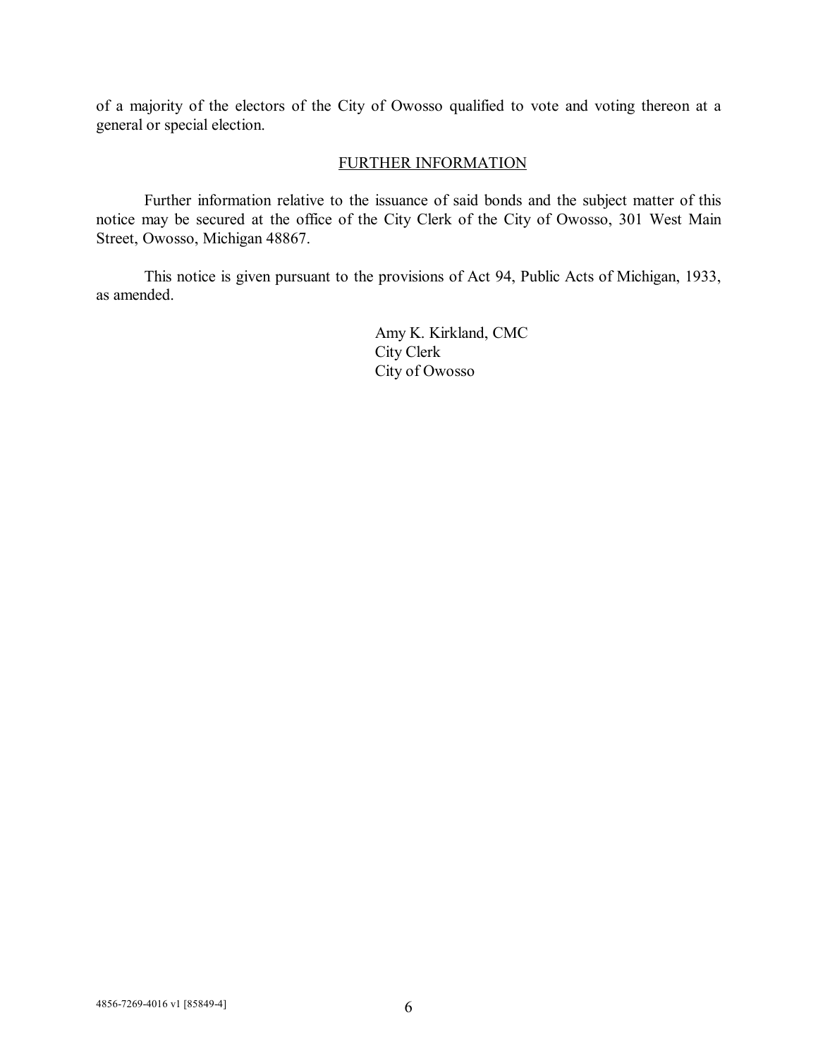of a majority of the electors of the City of Owosso qualified to vote and voting thereon at a general or special election.

## FURTHER INFORMATION

Further information relative to the issuance of said bonds and the subject matter of this notice may be secured at the office of the City Clerk of the City of Owosso, 301 West Main Street, Owosso, Michigan 48867.

This notice is given pursuant to the provisions of Act 94, Public Acts of Michigan, 1933, as amended.

Amy K. Kirkland, CMC
City Clerk
City of Owosso

4856-7269-4016 v1 [85849-4]